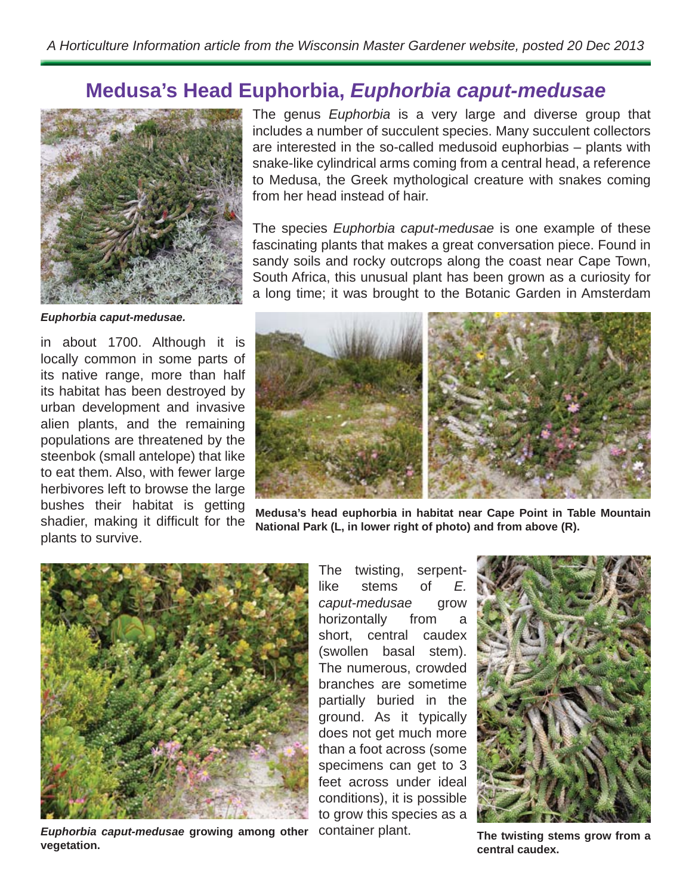A Horticulture Information article from the Wisconsin Master Gardener website, posted 20 Dec 2013

# Medusa's Head Euphorbia, *Euphorbia caput-medusae*

The genus *Euphorbia* is a very large and diverse group that includes a number of succulent species. Many succulent collectors are interested in the so-called medusoid euphorbias – plants with snake-like cylindrical arms coming from a central head, a reference to Medusa, the Greek mythological creature with snakes coming from her head instead of hair.

*Euphorbia caput-medusae.*

The species *Euphorbia caput-medusae* is one example of these fascinating plants that makes a great conversation piece. Found in sandy soils and rocky outcrops along the coast near Cape Town, South Africa, this unusual plant has been grown as a curiosity for a long time; it was brought to the Botanic Garden in Amsterdam in about 1700. Although it is locally common in some parts of its native range, more than half its habitat has been destroyed by urban development and invasive alien plants, and the remaining populations are threatened by the steenbok (small antelope) that like to eat them. Also, with fewer large herbivores left to browse the large bushes their habitat is getting shadier, making it difficult for the plants to survive.

**Medusa's head euphorbia in habitat near Cape Point in Table Mountain National Park (L, in lower right of photo) and from above (R).**

The twisting, serpent-like stems of *E. caput-medusae* grow horizontally from a short, central caudex (swollen basal stem). The numerous, crowded branches are sometime partially buried in the ground. As it typically does not get much more than a foot across (some specimens can get to 3 feet across under ideal conditions), it is possible to grow this species as a container plant.

***Euphorbia caput-medusae* growing among other vegetation.**

**The twisting stems grow from a central caudex.**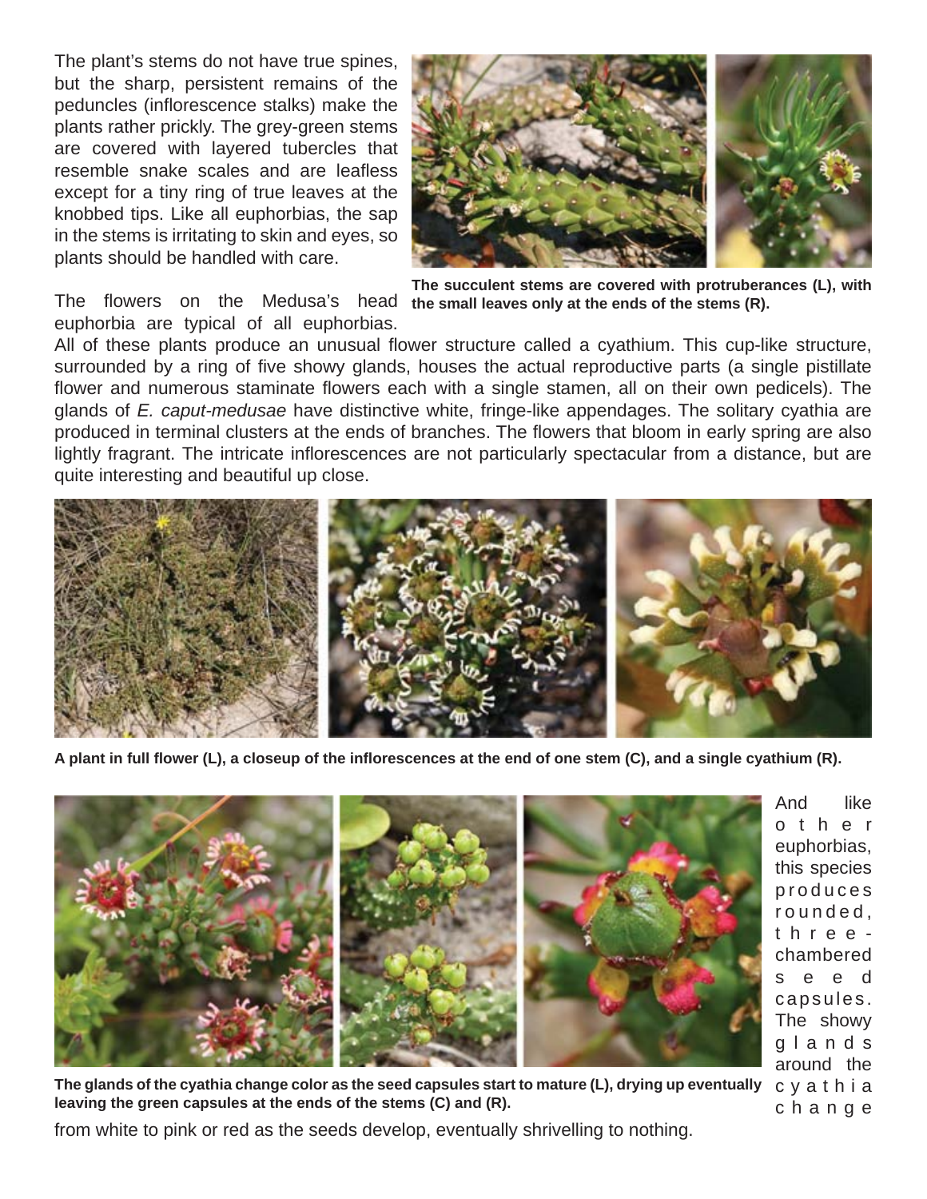The plant's stems do not have true spines, but the sharp, persistent remains of the peduncles (inflorescence stalks) make the plants rather prickly. The grey-green stems are covered with layered tubercles that resemble snake scales and are leafless except for a tiny ring of true leaves at the knobbed tips. Like all euphorbias, the sap in the stems is irritating to skin and eyes, so plants should be handled with care.

**The succulent stems are covered with protruberances (L), with the small leaves only at the ends of the stems (R).**

The flowers on the Medusa's head euphorbia are typical of all euphorbias. All of these plants produce an unusual flower structure called a cyathium. This cup-like structure, surrounded by a ring of five showy glands, houses the actual reproductive parts (a single pistillate flower and numerous staminate flowers each with a single stamen, all on their own pedicels). The glands of *E. caput-medusae* have distinctive white, fringe-like appendages. The solitary cyathia are produced in terminal clusters at the ends of branches. The flowers that bloom in early spring are also lightly fragrant. The intricate inflorescences are not particularly spectacular from a distance, but are quite interesting and beautiful up close.

**A plant in full flower (L), a closeup of the inflorescences at the end of one stem (C), and a single cyathium (R).**

And like other euphorbias, this species produces rounded, three-chambered seed capsules. The showy glands around the cyathia change from white to pink or red as the seeds develop, eventually shrivelling to nothing.

**The glands of the cyathia change color as the seed capsules start to mature (L), drying up eventually leaving the green capsules at the ends of the stems (C) and (R).**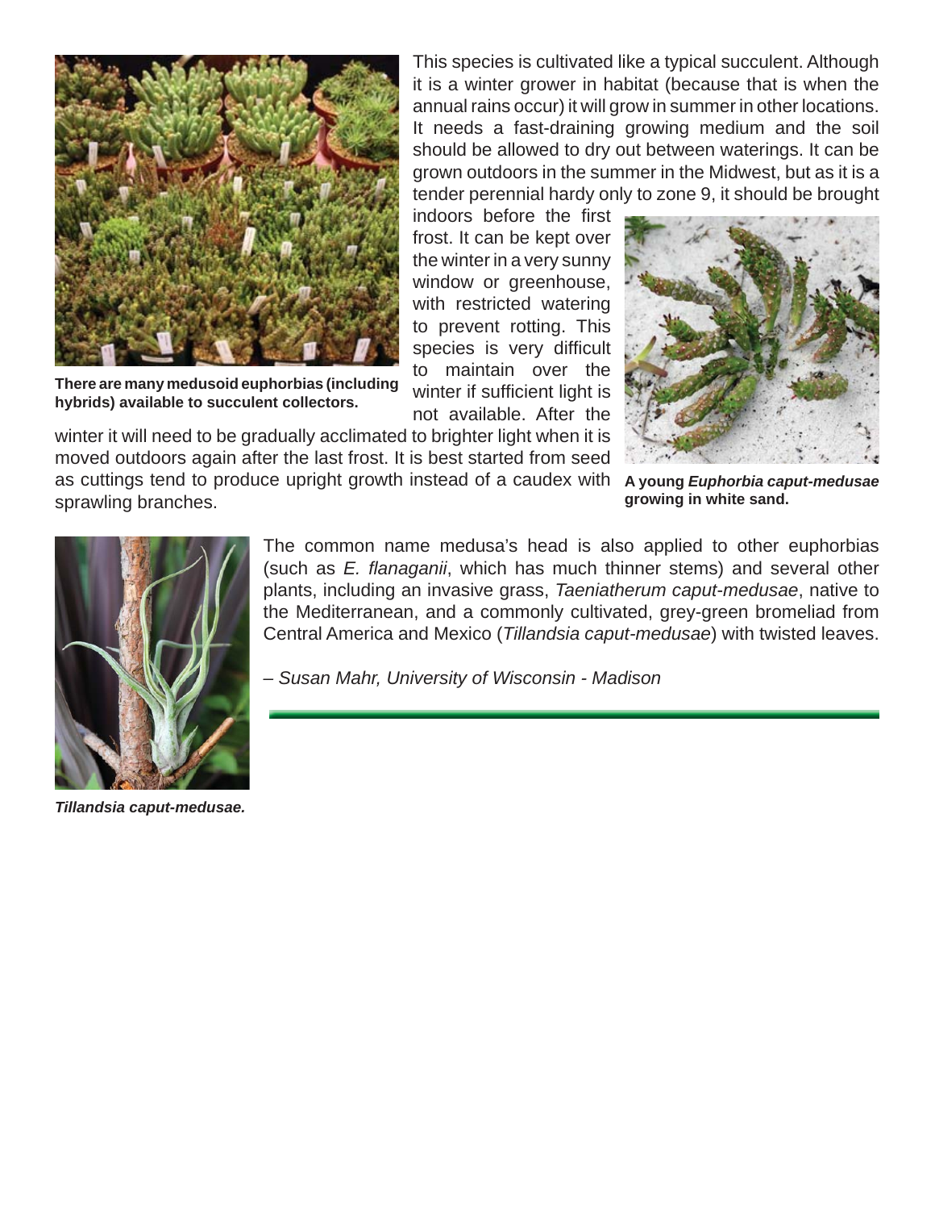This species is cultivated like a typical succulent. Although it is a winter grower in habitat (because that is when the annual rains occur) it will grow in summer in other locations. It needs a fast-draining growing medium and the soil should be allowed to dry out between waterings. It can be grown outdoors in the summer in the Midwest, but as it is a tender perennial hardy only to zone 9, it should be brought indoors before the first frost. It can be kept over the winter in a very sunny window or greenhouse, with restricted watering to prevent rotting. This species is very difficult to maintain over the winter if sufficient light is not available. After the winter it will need to be gradually acclimated to brighter light when it is moved outdoors again after the last frost. It is best started from seed as cuttings tend to produce upright growth instead of a caudex with sprawling branches.

**There are many medusoid euphorbias (including hybrids) available to succulent collectors.**

**A young *Euphorbia caput-medusae* growing in white sand.**

The common name medusa's head is also applied to other euphorbias (such as *E. flanaganii*, which has much thinner stems) and several other plants, including an invasive grass, *Taeniatherum caput-medusae*, native to the Mediterranean, and a commonly cultivated, grey-green bromeliad from Central America and Mexico (*Tillandsia caput-medusae*) with twisted leaves.

*– Susan Mahr, University of Wisconsin - Madison*

***Tillandsia caput-medusae.***